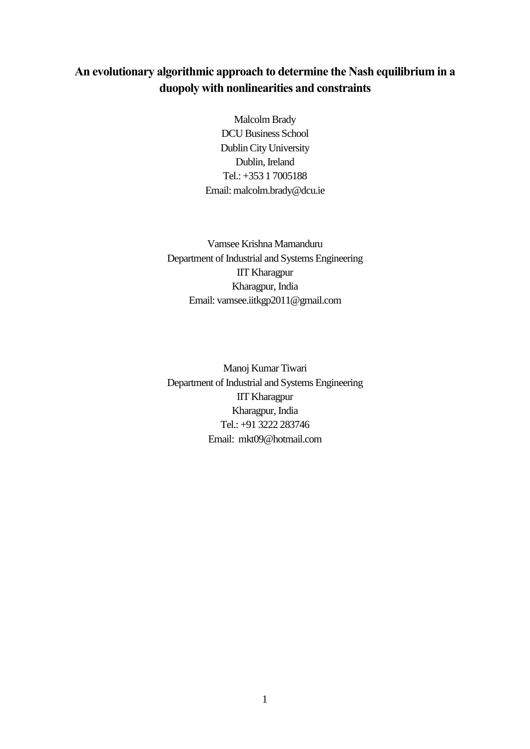# An evolutionary algorithmic approach to determine the Nash equilibrium in a duopoly with nonlinearities and constraints

Malcolm Brady
DCU Business School
Dublin City University
Dublin, Ireland
Tel.: +353 1 7005188
Email: malcolm.brady@dcu.ie

Vamsee Krishna Mamanduru
Department of Industrial and Systems Engineering
IIT Kharagpur
Kharagpur, India
Email: vamsee.iitkgp2011@gmail.com

Manoj Kumar Tiwari
Department of Industrial and Systems Engineering
IIT Kharagpur
Kharagpur, India
Tel.: +91 3222 283746
Email: mkt09@hotmail.com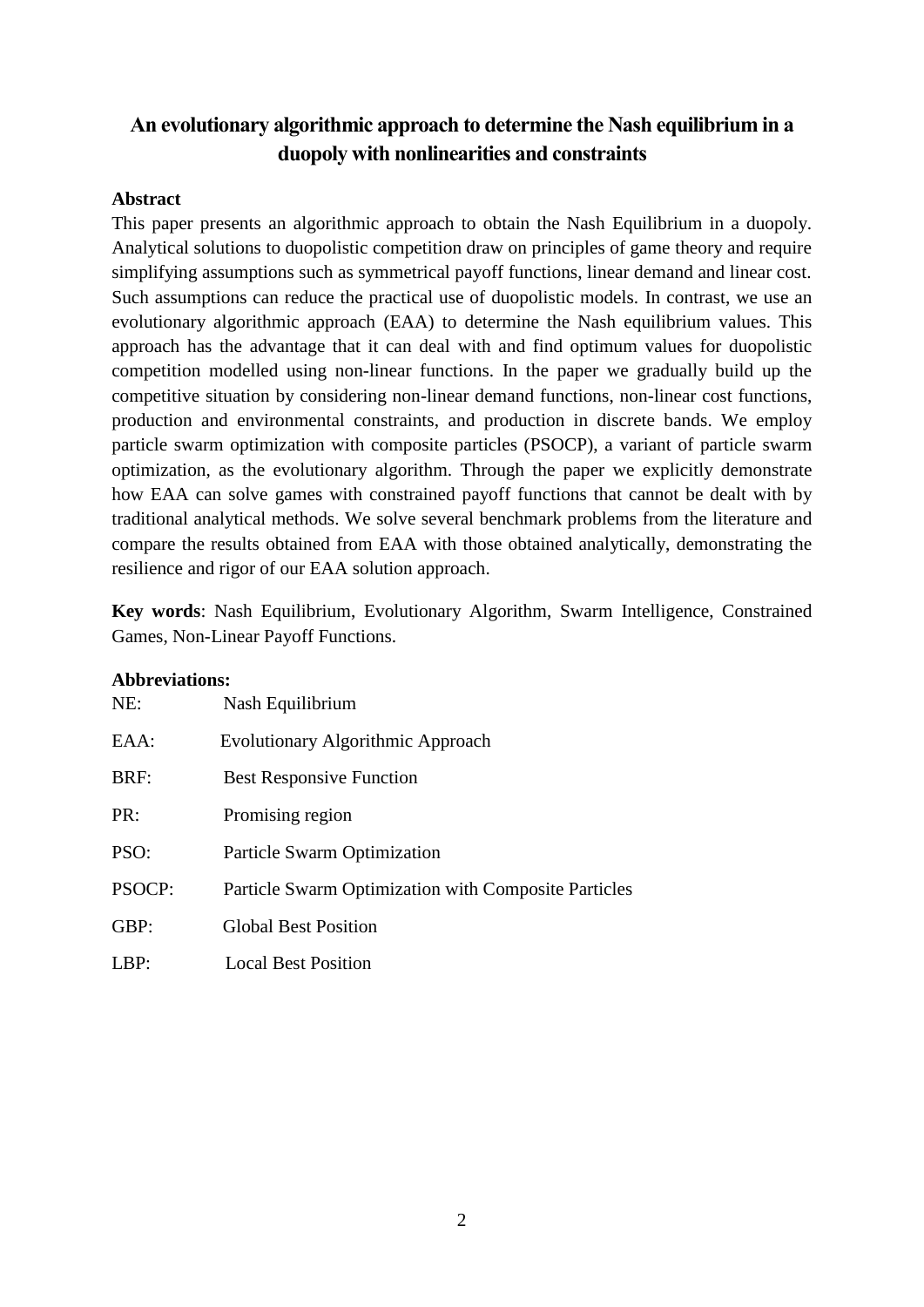# An evolutionary algorithmic approach to determine the Nash equilibrium in a duopoly with nonlinearities and constraints

## Abstract

This paper presents an algorithmic approach to obtain the Nash Equilibrium in a duopoly. Analytical solutions to duopolistic competition draw on principles of game theory and require simplifying assumptions such as symmetrical payoff functions, linear demand and linear cost. Such assumptions can reduce the practical use of duopolistic models. In contrast, we use an evolutionary algorithmic approach (EAA) to determine the Nash equilibrium values. This approach has the advantage that it can deal with and find optimum values for duopolistic competition modelled using non-linear functions. In the paper we gradually build up the competitive situation by considering non-linear demand functions, non-linear cost functions, production and environmental constraints, and production in discrete bands. We employ particle swarm optimization with composite particles (PSOCP), a variant of particle swarm optimization, as the evolutionary algorithm. Through the paper we explicitly demonstrate how EAA can solve games with constrained payoff functions that cannot be dealt with by traditional analytical methods. We solve several benchmark problems from the literature and compare the results obtained from EAA with those obtained analytically, demonstrating the resilience and rigor of our EAA solution approach.

**Key words**: Nash Equilibrium, Evolutionary Algorithm, Swarm Intelligence, Constrained Games, Non-Linear Payoff Functions.

**Abbreviations:**

NE: Nash Equilibrium

EAA: Evolutionary Algorithmic Approach

BRF: Best Responsive Function

PR: Promising region

PSO: Particle Swarm Optimization

PSOCP: Particle Swarm Optimization with Composite Particles

GBP: Global Best Position

LBP: Local Best Position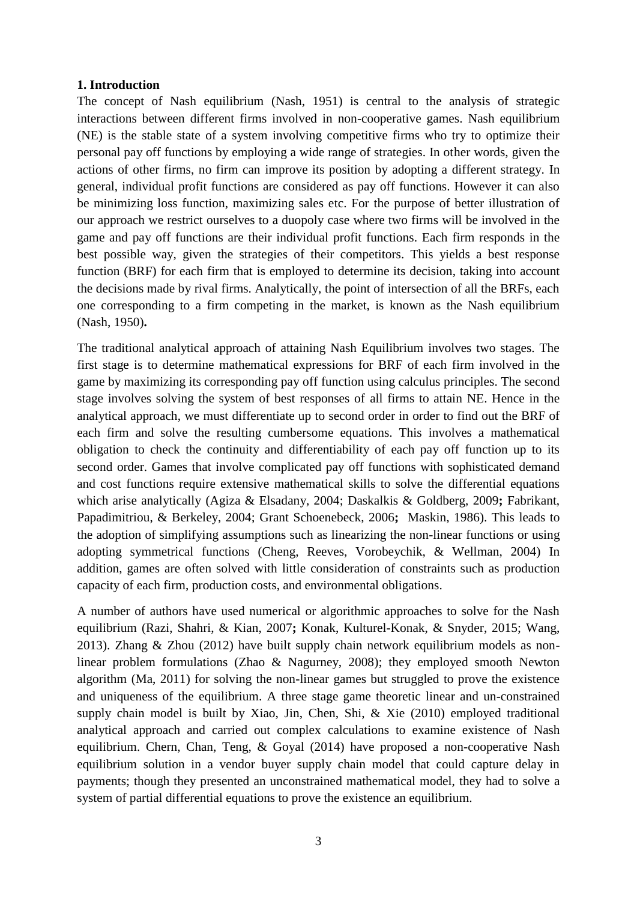**1. Introduction**

The concept of Nash equilibrium (Nash, 1951) is central to the analysis of strategic interactions between different firms involved in non-cooperative games. Nash equilibrium (NE) is the stable state of a system involving competitive firms who try to optimize their personal pay off functions by employing a wide range of strategies. In other words, given the actions of other firms, no firm can improve its position by adopting a different strategy. In general, individual profit functions are considered as pay off functions. However it can also be minimizing loss function, maximizing sales etc. For the purpose of better illustration of our approach we restrict ourselves to a duopoly case where two firms will be involved in the game and pay off functions are their individual profit functions. Each firm responds in the best possible way, given the strategies of their competitors. This yields a best response function (BRF) for each firm that is employed to determine its decision, taking into account the decisions made by rival firms. Analytically, the point of intersection of all the BRFs, each one corresponding to a firm competing in the market, is known as the Nash equilibrium (Nash, 1950)**.**

The traditional analytical approach of attaining Nash Equilibrium involves two stages. The first stage is to determine mathematical expressions for BRF of each firm involved in the game by maximizing its corresponding pay off function using calculus principles. The second stage involves solving the system of best responses of all firms to attain NE. Hence in the analytical approach, we must differentiate up to second order in order to find out the BRF of each firm and solve the resulting cumbersome equations. This involves a mathematical obligation to check the continuity and differentiability of each pay off function up to its second order. Games that involve complicated pay off functions with sophisticated demand and cost functions require extensive mathematical skills to solve the differential equations which arise analytically (Agiza & Elsadany, 2004; Daskalkis & Goldberg, 2009**;** Fabrikant, Papadimitriou, & Berkeley, 2004; Grant Schoenebeck, 2006**;** Maskin, 1986). This leads to the adoption of simplifying assumptions such as linearizing the non-linear functions or using adopting symmetrical functions (Cheng, Reeves, Vorobeychik, & Wellman, 2004) In addition, games are often solved with little consideration of constraints such as production capacity of each firm, production costs, and environmental obligations.

A number of authors have used numerical or algorithmic approaches to solve for the Nash equilibrium (Razi, Shahri, & Kian, 2007**;** Konak, Kulturel-Konak, & Snyder, 2015; Wang, 2013). Zhang & Zhou (2012) have built supply chain network equilibrium models as non-linear problem formulations (Zhao & Nagurney, 2008); they employed smooth Newton algorithm (Ma, 2011) for solving the non-linear games but struggled to prove the existence and uniqueness of the equilibrium. A three stage game theoretic linear and un-constrained supply chain model is built by Xiao, Jin, Chen, Shi, & Xie (2010) employed traditional analytical approach and carried out complex calculations to examine existence of Nash equilibrium. Chern, Chan, Teng, & Goyal (2014) have proposed a non-cooperative Nash equilibrium solution in a vendor buyer supply chain model that could capture delay in payments; though they presented an unconstrained mathematical model, they had to solve a system of partial differential equations to prove the existence an equilibrium.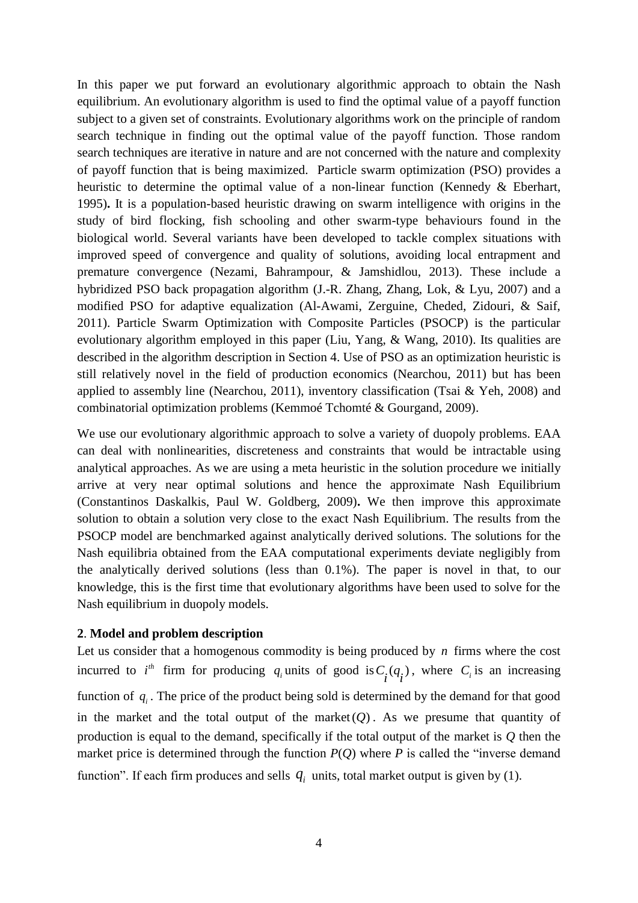In this paper we put forward an evolutionary algorithmic approach to obtain the Nash equilibrium. An evolutionary algorithm is used to find the optimal value of a payoff function subject to a given set of constraints. Evolutionary algorithms work on the principle of random search technique in finding out the optimal value of the payoff function. Those random search techniques are iterative in nature and are not concerned with the nature and complexity of payoff function that is being maximized. Particle swarm optimization (PSO) provides a heuristic to determine the optimal value of a non-linear function (Kennedy & Eberhart, 1995)**.** It is a population-based heuristic drawing on swarm intelligence with origins in the study of bird flocking, fish schooling and other swarm-type behaviours found in the biological world. Several variants have been developed to tackle complex situations with improved speed of convergence and quality of solutions, avoiding local entrapment and premature convergence (Nezami, Bahrampour, & Jamshidlou, 2013). These include a hybridized PSO back propagation algorithm (J.-R. Zhang, Zhang, Lok, & Lyu, 2007) and a modified PSO for adaptive equalization (Al-Awami, Zerguine, Cheded, Zidouri, & Saif, 2011). Particle Swarm Optimization with Composite Particles (PSOCP) is the particular evolutionary algorithm employed in this paper (Liu, Yang, & Wang, 2010). Its qualities are described in the algorithm description in Section 4. Use of PSO as an optimization heuristic is still relatively novel in the field of production economics (Nearchou, 2011) but has been applied to assembly line (Nearchou, 2011), inventory classification (Tsai & Yeh, 2008) and combinatorial optimization problems (Kemmoé Tchomté & Gourgand, 2009).

We use our evolutionary algorithmic approach to solve a variety of duopoly problems. EAA can deal with nonlinearities, discreteness and constraints that would be intractable using analytical approaches. As we are using a meta heuristic in the solution procedure we initially arrive at very near optimal solutions and hence the approximate Nash Equilibrium (Constantinos Daskalkis, Paul W. Goldberg, 2009)**.** We then improve this approximate solution to obtain a solution very close to the exact Nash Equilibrium. The results from the PSOCP model are benchmarked against analytically derived solutions. The solutions for the Nash equilibria obtained from the EAA computational experiments deviate negligibly from the analytically derived solutions (less than 0.1%). The paper is novel in that, to our knowledge, this is the first time that evolutionary algorithms have been used to solve for the Nash equilibrium in duopoly models.

## **2**. **Model and problem description**

Let us consider that a homogenous commodity is being produced by $n$ firms where the cost incurred to $i^{th}$ firm for producing $q_i$ units of good is $C_i(q_i)$, where $C_i$ is an increasing function of $q_i$. The price of the product being sold is determined by the demand for that good in the market and the total output of the market $(Q)$. As we presume that quantity of production is equal to the demand, specifically if the total output of the market is $Q$ then the market price is determined through the function $P(Q)$ where $P$ is called the "inverse demand function". If each firm produces and sells $q_i$ units, total market output is given by (1).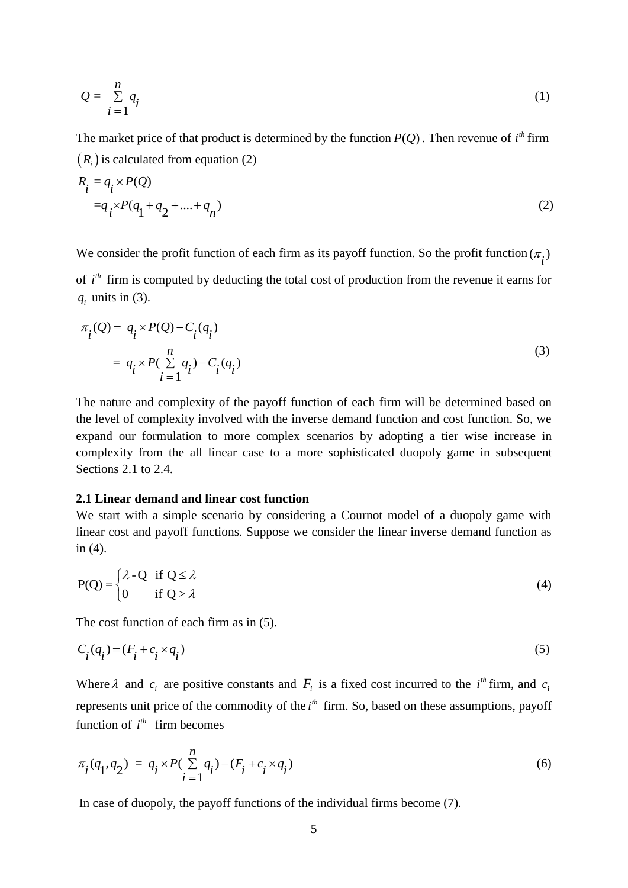$$Q = \sum_{i=1}^{n} q_i \tag{1}$$

The market price of that product is determined by the function $P(Q)$. Then revenue of $i^{th}$ firm $(R_i)$ is calculated from equation (2)

$$\begin{aligned} R_i &= q_i \times P(Q) \\ &= q_i \times P(q_1 + q_2 + .... + q_n) \end{aligned} \tag{2}$$

We consider the profit function of each firm as its payoff function. So the profit function $(\pi_i)$ of $i^{th}$ firm is computed by deducting the total cost of production from the revenue it earns for $q_i$ units in (3).

$$\begin{aligned} \pi_i(Q) &= q_i \times P(Q) - C_i(q_i) \\ &= q_i \times P(\sum_{i=1}^{n} q_i) - C_i(q_i) \end{aligned} \tag{3}$$

The nature and complexity of the payoff function of each firm will be determined based on the level of complexity involved with the inverse demand function and cost function. So, we expand our formulation to more complex scenarios by adopting a tier wise increase in complexity from the all linear case to a more sophisticated duopoly game in subsequent Sections 2.1 to 2.4.

### 2.1 Linear demand and linear cost function

We start with a simple scenario by considering a Cournot model of a duopoly game with linear cost and payoff functions. Suppose we consider the linear inverse demand function as in (4).

$$\text{P(Q)} = \begin{cases} \lambda - \text{Q} & \text{if Q} \le \lambda \\ 0 & \text{if Q} > \lambda \end{cases} \tag{4}$$

The cost function of each firm as in (5).

$$C_i(q_i) = (F_i + c_i \times q_i) \tag{5}$$

Where $\lambda$ and $c_i$ are positive constants and $F_i$ is a fixed cost incurred to the $i^{th}$ firm, and $c_i$ represents unit price of the commodity of the $i^{th}$ firm. So, based on these assumptions, payoff function of $i^{th}$ firm becomes

$$\pi_i(q_1, q_2) = q_i \times P(\sum_{i=1}^{n} q_i) - (F_i + c_i \times q_i) \tag{6}$$

In case of duopoly, the payoff functions of the individual firms become (7).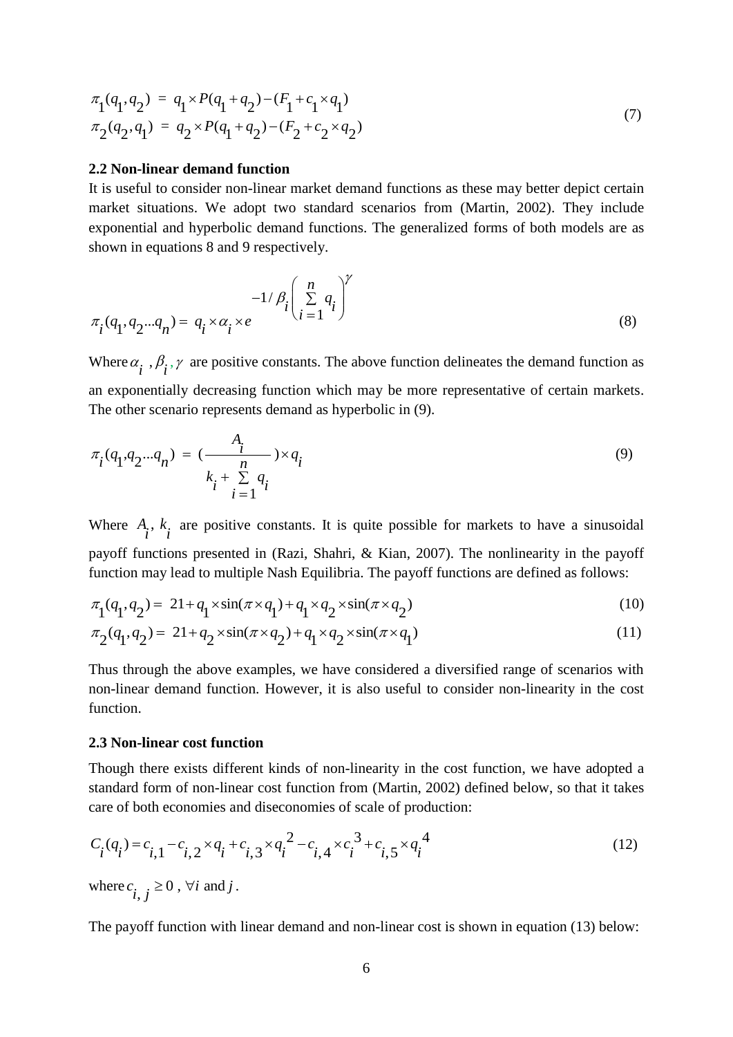$$\pi_1(q_1, q_2) = q_1 \times P(q_1 + q_2) - (F_1 + c_1 \times q_1)$$
$$\pi_2(q_2, q_1) = q_2 \times P(q_1 + q_2) - (F_2 + c_2 \times q_2) \tag{7}$$

### 2.2 Non-linear demand function

It is useful to consider non-linear market demand functions as these may better depict certain market situations. We adopt two standard scenarios from (Martin, 2002). They include exponential and hyperbolic demand functions. The generalized forms of both models are as shown in equations 8 and 9 respectively.

$$\pi_i(q_1, q_2 ... q_n) = q_i \times \alpha_i \times e^{-1/\beta_i \left(\sum_{i=1}^{n} q_i\right)^{\gamma}} \tag{8}$$

Where $\alpha_i$ , $\beta_i$, $\gamma$ are positive constants. The above function delineates the demand function as an exponentially decreasing function which may be more representative of certain markets. The other scenario represents demand as hyperbolic in (9).

$$\pi_i(q_1, q_2 ... q_n) = \left(\frac{A_i}{k_i + \sum_{i=1}^{n} q_i}\right) \times q_i \tag{9}$$

Where $A_i$, $k_i$ are positive constants. It is quite possible for markets to have a sinusoidal payoff functions presented in (Razi, Shahri, & Kian, 2007). The nonlinearity in the payoff function may lead to multiple Nash Equilibria. The payoff functions are defined as follows:

$$\pi_1(q_1, q_2) = 21 + q_1 \times \sin(\pi \times q_1) + q_1 \times q_2 \times \sin(\pi \times q_2) \tag{10}$$

$$\pi_2(q_1, q_2) = 21 + q_2 \times \sin(\pi \times q_2) + q_1 \times q_2 \times \sin(\pi \times q_1) \tag{11}$$

Thus through the above examples, we have considered a diversified range of scenarios with non-linear demand function. However, it is also useful to consider non-linearity in the cost function.

### 2.3 Non-linear cost function

Though there exists different kinds of non-linearity in the cost function, we have adopted a standard form of non-linear cost function from (Martin, 2002) defined below, so that it takes care of both economies and diseconomies of scale of production:

$$C_i(q_i) = c_{i,1} - c_{i,2} \times q_i + c_{i,3} \times q_i^2 - c_{i,4} \times c_i^3 + c_{i,5} \times q_i^4 \tag{12}$$

where $c_{i,j} \geq 0$ , $\forall i$ and $j$.

The payoff function with linear demand and non-linear cost is shown in equation (13) below: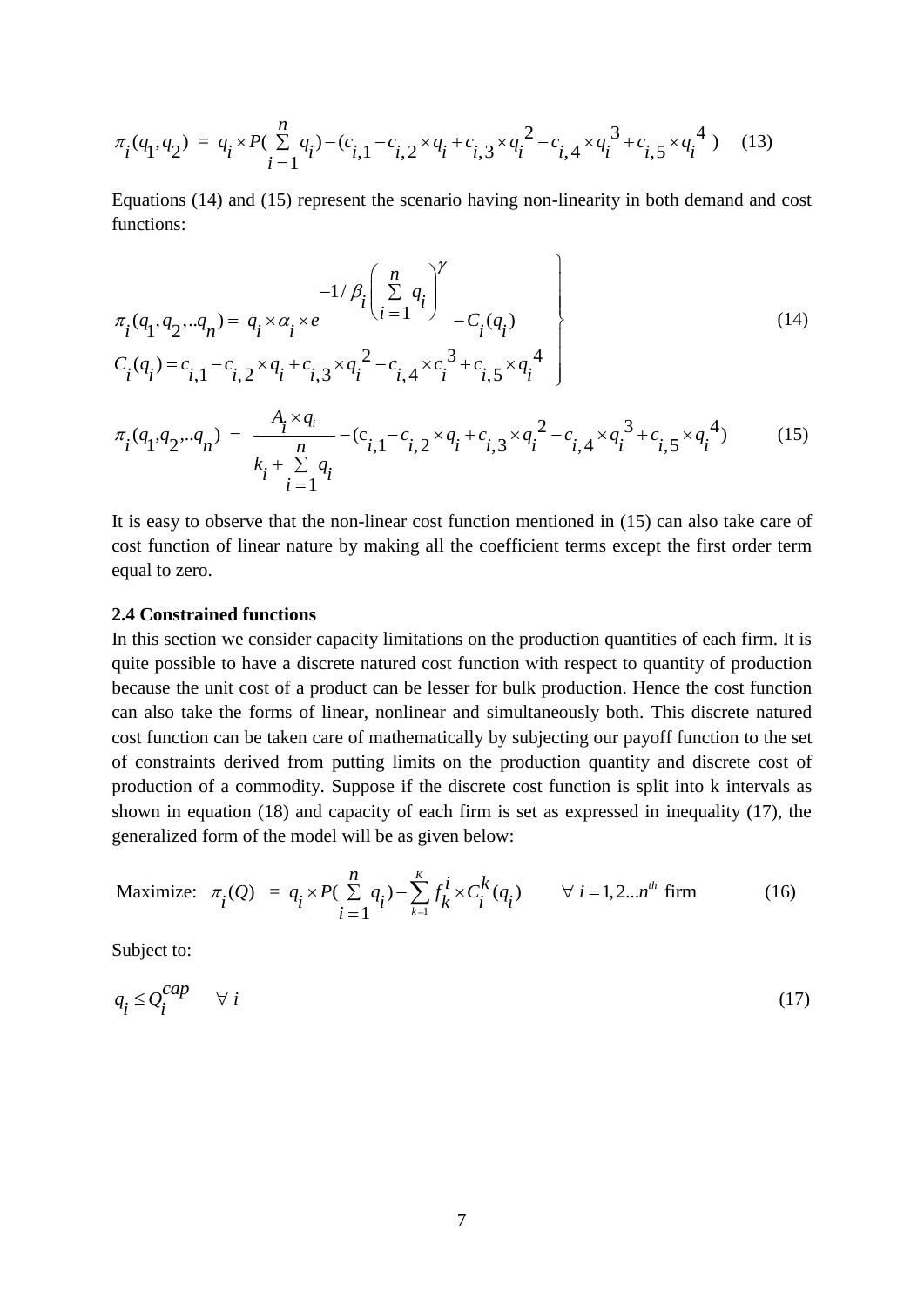$$\pi_i(q_1,q_2) = q_i \times P(\sum_{i=1}^{n} q_i) - (c_{i,1} - c_{i,2} \times q_i + c_{i,3} \times q_i^2 - c_{i,4} \times q_i^3 + c_{i,5} \times q_i^4) \quad (13)$$

Equations (14) and (15) represent the scenario having non-linearity in both demand and cost functions:

$$\left.\begin{array}{l} \pi_i(q_1,q_2,..q_n) = q_i \times \alpha_i \times e^{-1/\beta_i \left(\sum\limits_{i=1}^{n} q_i\right)^{\gamma}} - C_i(q_i) \\ C_i(q_i) = c_{i,1} - c_{i,2} \times q_i + c_{i,3} \times q_i^2 - c_{i,4} \times c_i^3 + c_{i,5} \times q_i^4 \end{array}\right\} \quad (14)$$

$$\pi_i(q_1,q_2,..q_n) = \frac{A_i \times q_i}{k_i + \sum\limits_{i=1}^{n} q_i} - (c_{i,1} - c_{i,2} \times q_i + c_{i,3} \times q_i^2 - c_{i,4} \times q_i^3 + c_{i,5} \times q_i^4) \quad (15)$$

It is easy to observe that the non-linear cost function mentioned in (15) can also take care of cost function of linear nature by making all the coefficient terms except the first order term equal to zero.

**2.4 Constrained functions**

In this section we consider capacity limitations on the production quantities of each firm. It is quite possible to have a discrete natured cost function with respect to quantity of production because the unit cost of a product can be lesser for bulk production. Hence the cost function can also take the forms of linear, nonlinear and simultaneously both. This discrete natured cost function can be taken care of mathematically by subjecting our payoff function to the set of constraints derived from putting limits on the production quantity and discrete cost of production of a commodity. Suppose if the discrete cost function is split into k intervals as shown in equation (18) and capacity of each firm is set as expressed in inequality (17), the generalized form of the model will be as given below:

$$\text{Maximize: } \pi_i(Q) = q_i \times P(\sum_{i=1}^{n} q_i) - \sum_{k=1}^{K} f_k^i \times C_i^k(q_i) \qquad \forall\ i = 1,2...n^{th} \text{ firm} \quad (16)$$

Subject to:

$$q_i \le Q_i^{cap} \quad \forall\ i \quad (17)$$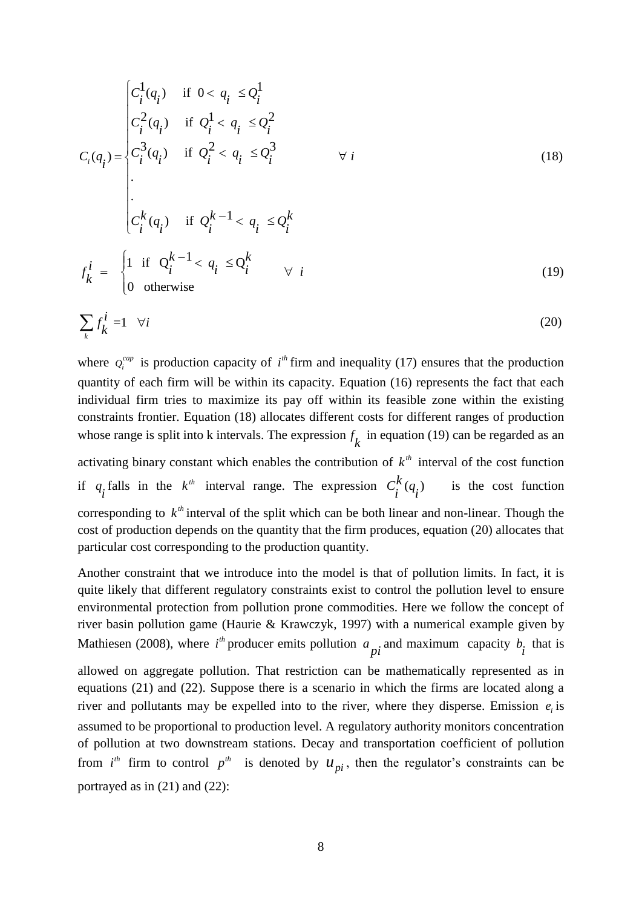$$
C_i(q_i) = \begin{cases} C_i^1(q_i) & \text{if } 0 < q_i \leq Q_i^1 \\ C_i^2(q_i) & \text{if } Q_i^1 < q_i \leq Q_i^2 \\ C_i^3(q_i) & \text{if } Q_i^2 < q_i \leq Q_i^3 \\ . & \\ . & \\ C_i^k(q_i) & \text{if } Q_i^{k-1} < q_i \leq Q_i^k \end{cases} \quad \forall\ i \tag{18}
$$

$$
f_k^i = \begin{cases} 1 & \text{if } Q_i^{k-1} < q_i \leq Q_i^k \\ 0 & \text{otherwise} \end{cases} \quad \forall\ i \tag{19}
$$

$$
\sum_k f_k^i = 1 \quad \forall i \tag{20}
$$

where $Q_i^{cap}$ is production capacity of $i^{th}$ firm and inequality (17) ensures that the production quantity of each firm will be within its capacity. Equation (16) represents the fact that each individual firm tries to maximize its pay off within its feasible zone within the existing constraints frontier. Equation (18) allocates different costs for different ranges of production whose range is split into k intervals. The expression $f_k$ in equation (19) can be regarded as an activating binary constant which enables the contribution of $k^{th}$ interval of the cost function if $q_i$ falls in the $k^{th}$ interval range. The expression $C_i^k(q_i)$ is the cost function corresponding to $k^{th}$ interval of the split which can be both linear and non-linear. Though the cost of production depends on the quantity that the firm produces, equation (20) allocates that particular cost corresponding to the production quantity.

Another constraint that we introduce into the model is that of pollution limits. In fact, it is quite likely that different regulatory constraints exist to control the pollution level to ensure environmental protection from pollution prone commodities. Here we follow the concept of river basin pollution game (Haurie & Krawczyk, 1997) with a numerical example given by Mathiesen (2008), where $i^{th}$ producer emits pollution $a_{pi}$ and maximum capacity $b_i$ that is allowed on aggregate pollution. That restriction can be mathematically represented as in equations (21) and (22). Suppose there is a scenario in which the firms are located along a river and pollutants may be expelled into to the river, where they disperse. Emission $e_i$ is assumed to be proportional to production level. A regulatory authority monitors concentration of pollution at two downstream stations. Decay and transportation coefficient of pollution from $i^{th}$ firm to control $p^{th}$ is denoted by $u_{pi}$, then the regulator's constraints can be portrayed as in (21) and (22):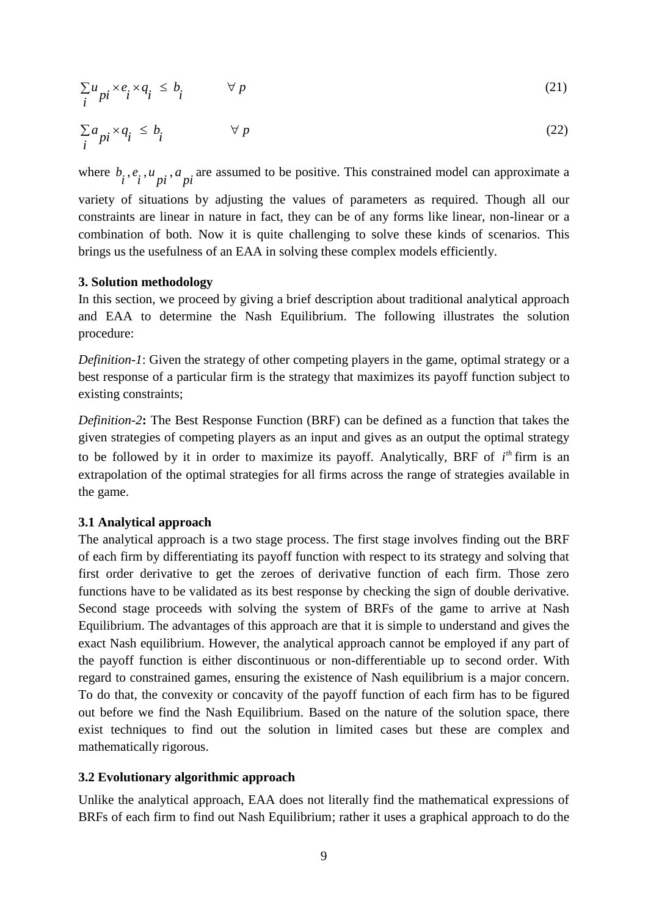$$\sum_i u_{pi} \times e_i \times q_i \leq b_i \qquad \forall p \tag{21}$$

$$\sum_i a_{pi} \times q_i \leq b_i \qquad \forall p \tag{22}$$

where $b_i, e_i, u_{pi}, a_{pi}$ are assumed to be positive. This constrained model can approximate a variety of situations by adjusting the values of parameters as required. Though all our constraints are linear in nature in fact, they can be of any forms like linear, non-linear or a combination of both. Now it is quite challenging to solve these kinds of scenarios. This brings us the usefulness of an EAA in solving these complex models efficiently.

## 3. Solution methodology

In this section, we proceed by giving a brief description about traditional analytical approach and EAA to determine the Nash Equilibrium. The following illustrates the solution procedure:

*Definition-1*: Given the strategy of other competing players in the game, optimal strategy or a best response of a particular firm is the strategy that maximizes its payoff function subject to existing constraints;

*Definition-2***:** The Best Response Function (BRF) can be defined as a function that takes the given strategies of competing players as an input and gives as an output the optimal strategy to be followed by it in order to maximize its payoff. Analytically, BRF of $i^{th}$ firm is an extrapolation of the optimal strategies for all firms across the range of strategies available in the game.

### 3.1 Analytical approach

The analytical approach is a two stage process. The first stage involves finding out the BRF of each firm by differentiating its payoff function with respect to its strategy and solving that first order derivative to get the zeroes of derivative function of each firm. Those zero functions have to be validated as its best response by checking the sign of double derivative. Second stage proceeds with solving the system of BRFs of the game to arrive at Nash Equilibrium. The advantages of this approach are that it is simple to understand and gives the exact Nash equilibrium. However, the analytical approach cannot be employed if any part of the payoff function is either discontinuous or non-differentiable up to second order. With regard to constrained games, ensuring the existence of Nash equilibrium is a major concern. To do that, the convexity or concavity of the payoff function of each firm has to be figured out before we find the Nash Equilibrium. Based on the nature of the solution space, there exist techniques to find out the solution in limited cases but these are complex and mathematically rigorous.

### 3.2 Evolutionary algorithmic approach

Unlike the analytical approach, EAA does not literally find the mathematical expressions of BRFs of each firm to find out Nash Equilibrium; rather it uses a graphical approach to do the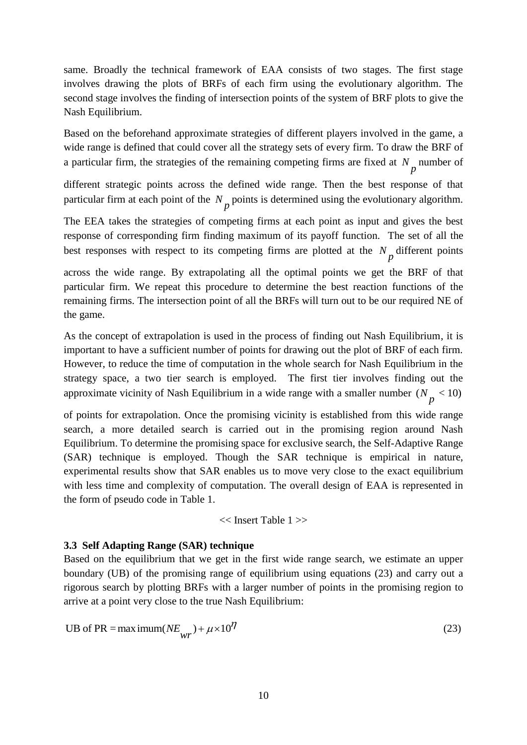same. Broadly the technical framework of EAA consists of two stages. The first stage involves drawing the plots of BRFs of each firm using the evolutionary algorithm. The second stage involves the finding of intersection points of the system of BRF plots to give the Nash Equilibrium.

Based on the beforehand approximate strategies of different players involved in the game, a wide range is defined that could cover all the strategy sets of every firm. To draw the BRF of a particular firm, the strategies of the remaining competing firms are fixed at $N_p$ number of different strategic points across the defined wide range. Then the best response of that particular firm at each point of the $N_p$ points is determined using the evolutionary algorithm. The EEA takes the strategies of competing firms at each point as input and gives the best response of corresponding firm finding maximum of its payoff function. The set of all the best responses with respect to its competing firms are plotted at the $N_p$ different points across the wide range. By extrapolating all the optimal points we get the BRF of that particular firm. We repeat this procedure to determine the best reaction functions of the remaining firms. The intersection point of all the BRFs will turn out to be our required NE of the game.

As the concept of extrapolation is used in the process of finding out Nash Equilibrium, it is important to have a sufficient number of points for drawing out the plot of BRF of each firm. However, to reduce the time of computation in the whole search for Nash Equilibrium in the strategy space, a two tier search is employed. The first tier involves finding out the approximate vicinity of Nash Equilibrium in a wide range with a smaller number $(N_p < 10)$ of points for extrapolation. Once the promising vicinity is established from this wide range search, a more detailed search is carried out in the promising region around Nash Equilibrium. To determine the promising space for exclusive search, the Self-Adaptive Range (SAR) technique is employed. Though the SAR technique is empirical in nature, experimental results show that SAR enables us to move very close to the exact equilibrium with less time and complexity of computation. The overall design of EAA is represented in the form of pseudo code in Table 1.

<< Insert Table 1 >>

### 3.3 Self Adapting Range (SAR) technique

Based on the equilibrium that we get in the first wide range search, we estimate an upper boundary (UB) of the promising range of equilibrium using equations (23) and carry out a rigorous search by plotting BRFs with a larger number of points in the promising region to arrive at a point very close to the true Nash Equilibrium:

$$\text{UB of PR} = \text{maximum}(NE_{wr}) + \mu \times 10^{\eta} \tag{23}$$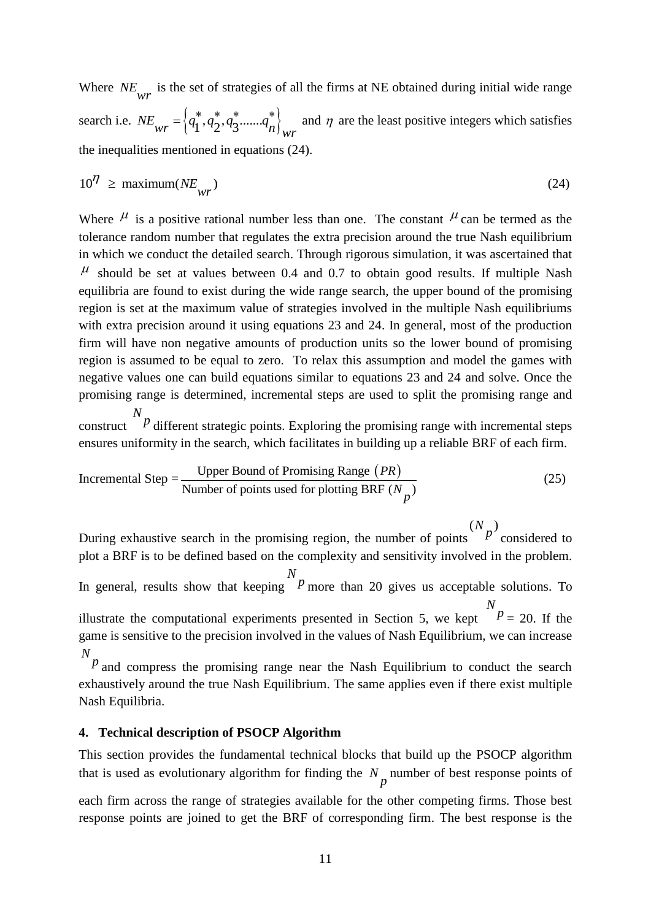Where $NE_{wr}$ is the set of strategies of all the firms at NE obtained during initial wide range search i.e. $NE_{wr} = \left\{ q_1^*, q_2^*, q_3^* ....... q_n^* \right\}_{wr}$ and $\eta$ are the least positive integers which satisfies the inequalities mentioned in equations (24).

$$10^{\eta} \geq \text{maximum}(NE_{wr}) \tag{24}$$

Where $\mu$ is a positive rational number less than one. The constant $\mu$ can be termed as the tolerance random number that regulates the extra precision around the true Nash equilibrium in which we conduct the detailed search. Through rigorous simulation, it was ascertained that $\mu$ should be set at values between 0.4 and 0.7 to obtain good results. If multiple Nash equilibria are found to exist during the wide range search, the upper bound of the promising region is set at the maximum value of strategies involved in the multiple Nash equilibriums with extra precision around it using equations 23 and 24. In general, most of the production firm will have non negative amounts of production units so the lower bound of promising region is assumed to be equal to zero. To relax this assumption and model the games with negative values one can build equations similar to equations 23 and 24 and solve. Once the promising range is determined, incremental steps are used to split the promising range and construct $N_p$ different strategic points. Exploring the promising range with incremental steps ensures uniformity in the search, which facilitates in building up a reliable BRF of each firm.

$$\text{Incremental Step} = \frac{\text{Upper Bound of Promising Range } (PR)}{\text{Number of points used for plotting BRF } (N_p)} \tag{25}$$

During exhaustive search in the promising region, the number of points $(N_p)$ considered to plot a BRF is to be defined based on the complexity and sensitivity involved in the problem. In general, results show that keeping $N_p$ more than 20 gives us acceptable solutions. To illustrate the computational experiments presented in Section 5, we kept $N_p = 20$. If the game is sensitive to the precision involved in the values of Nash Equilibrium, we can increase $N_p$ and compress the promising range near the Nash Equilibrium to conduct the search exhaustively around the true Nash Equilibrium. The same applies even if there exist multiple Nash Equilibria.

## 4. Technical description of PSOCP Algorithm

This section provides the fundamental technical blocks that build up the PSOCP algorithm that is used as evolutionary algorithm for finding the $N_p$ number of best response points of each firm across the range of strategies available for the other competing firms. Those best response points are joined to get the BRF of corresponding firm. The best response is the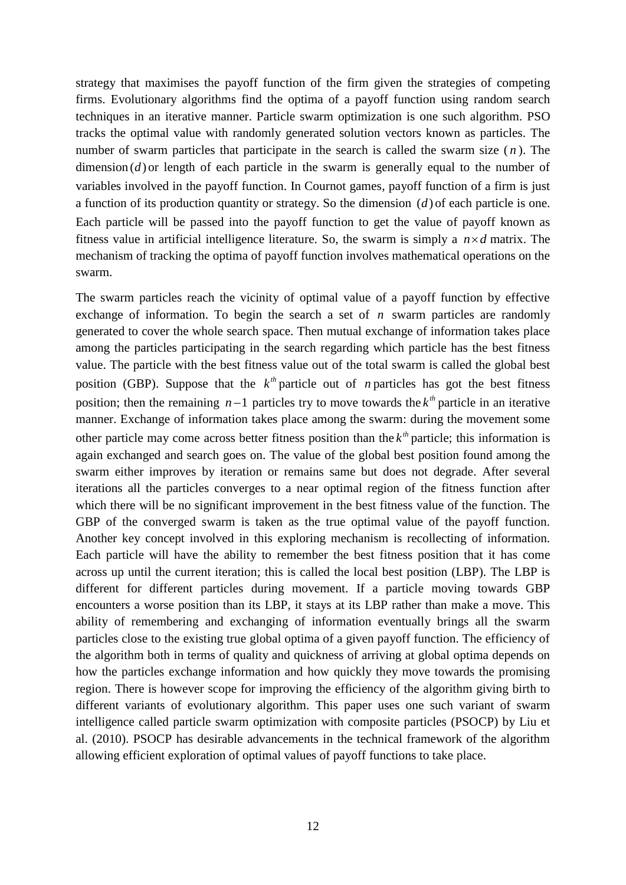strategy that maximises the payoff function of the firm given the strategies of competing firms. Evolutionary algorithms find the optima of a payoff function using random search techniques in an iterative manner. Particle swarm optimization is one such algorithm. PSO tracks the optimal value with randomly generated solution vectors known as particles. The number of swarm particles that participate in the search is called the swarm size ($n$). The dimension $(d)$ or length of each particle in the swarm is generally equal to the number of variables involved in the payoff function. In Cournot games, payoff function of a firm is just a function of its production quantity or strategy. So the dimension $(d)$ of each particle is one. Each particle will be passed into the payoff function to get the value of payoff known as fitness value in artificial intelligence literature. So, the swarm is simply a $n \times d$ matrix. The mechanism of tracking the optima of payoff function involves mathematical operations on the swarm.

The swarm particles reach the vicinity of optimal value of a payoff function by effective exchange of information. To begin the search a set of $n$ swarm particles are randomly generated to cover the whole search space. Then mutual exchange of information takes place among the particles participating in the search regarding which particle has the best fitness value. The particle with the best fitness value out of the total swarm is called the global best position (GBP). Suppose that the $k^{th}$ particle out of $n$ particles has got the best fitness position; then the remaining $n-1$ particles try to move towards the $k^{th}$ particle in an iterative manner. Exchange of information takes place among the swarm: during the movement some other particle may come across better fitness position than the $k^{th}$ particle; this information is again exchanged and search goes on. The value of the global best position found among the swarm either improves by iteration or remains same but does not degrade. After several iterations all the particles converges to a near optimal region of the fitness function after which there will be no significant improvement in the best fitness value of the function. The GBP of the converged swarm is taken as the true optimal value of the payoff function. Another key concept involved in this exploring mechanism is recollecting of information. Each particle will have the ability to remember the best fitness position that it has come across up until the current iteration; this is called the local best position (LBP). The LBP is different for different particles during movement. If a particle moving towards GBP encounters a worse position than its LBP, it stays at its LBP rather than make a move. This ability of remembering and exchanging of information eventually brings all the swarm particles close to the existing true global optima of a given payoff function. The efficiency of the algorithm both in terms of quality and quickness of arriving at global optima depends on how the particles exchange information and how quickly they move towards the promising region. There is however scope for improving the efficiency of the algorithm giving birth to different variants of evolutionary algorithm. This paper uses one such variant of swarm intelligence called particle swarm optimization with composite particles (PSOCP) by Liu et al. (2010). PSOCP has desirable advancements in the technical framework of the algorithm allowing efficient exploration of optimal values of payoff functions to take place.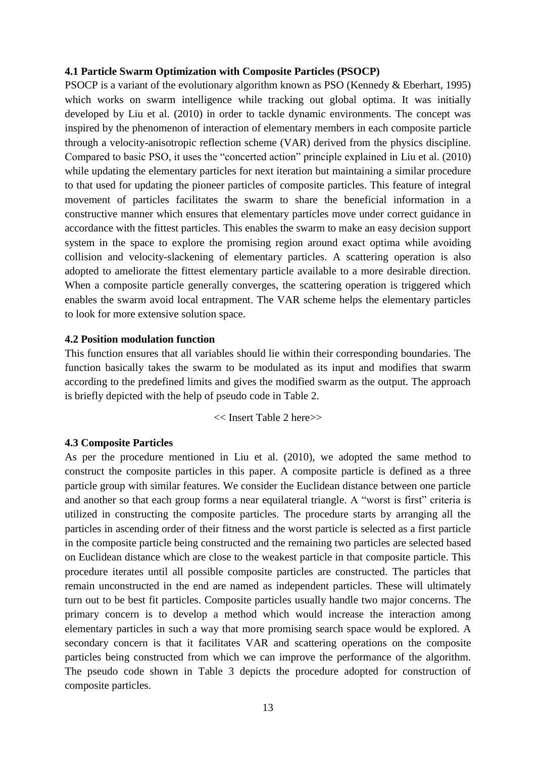### 4.1 Particle Swarm Optimization with Composite Particles (PSOCP)

PSOCP is a variant of the evolutionary algorithm known as PSO (Kennedy & Eberhart, 1995) which works on swarm intelligence while tracking out global optima. It was initially developed by Liu et al. (2010) in order to tackle dynamic environments. The concept was inspired by the phenomenon of interaction of elementary members in each composite particle through a velocity-anisotropic reflection scheme (VAR) derived from the physics discipline. Compared to basic PSO, it uses the "concerted action" principle explained in Liu et al. (2010) while updating the elementary particles for next iteration but maintaining a similar procedure to that used for updating the pioneer particles of composite particles. This feature of integral movement of particles facilitates the swarm to share the beneficial information in a constructive manner which ensures that elementary particles move under correct guidance in accordance with the fittest particles. This enables the swarm to make an easy decision support system in the space to explore the promising region around exact optima while avoiding collision and velocity-slackening of elementary particles. A scattering operation is also adopted to ameliorate the fittest elementary particle available to a more desirable direction. When a composite particle generally converges, the scattering operation is triggered which enables the swarm avoid local entrapment. The VAR scheme helps the elementary particles to look for more extensive solution space.

### 4.2 Position modulation function

This function ensures that all variables should lie within their corresponding boundaries. The function basically takes the swarm to be modulated as its input and modifies that swarm according to the predefined limits and gives the modified swarm as the output. The approach is briefly depicted with the help of pseudo code in Table 2.

<< Insert Table 2 here>>

### 4.3 Composite Particles

As per the procedure mentioned in Liu et al. (2010), we adopted the same method to construct the composite particles in this paper. A composite particle is defined as a three particle group with similar features. We consider the Euclidean distance between one particle and another so that each group forms a near equilateral triangle. A "worst is first" criteria is utilized in constructing the composite particles. The procedure starts by arranging all the particles in ascending order of their fitness and the worst particle is selected as a first particle in the composite particle being constructed and the remaining two particles are selected based on Euclidean distance which are close to the weakest particle in that composite particle. This procedure iterates until all possible composite particles are constructed. The particles that remain unconstructed in the end are named as independent particles. These will ultimately turn out to be best fit particles. Composite particles usually handle two major concerns. The primary concern is to develop a method which would increase the interaction among elementary particles in such a way that more promising search space would be explored. A secondary concern is that it facilitates VAR and scattering operations on the composite particles being constructed from which we can improve the performance of the algorithm. The pseudo code shown in Table 3 depicts the procedure adopted for construction of composite particles.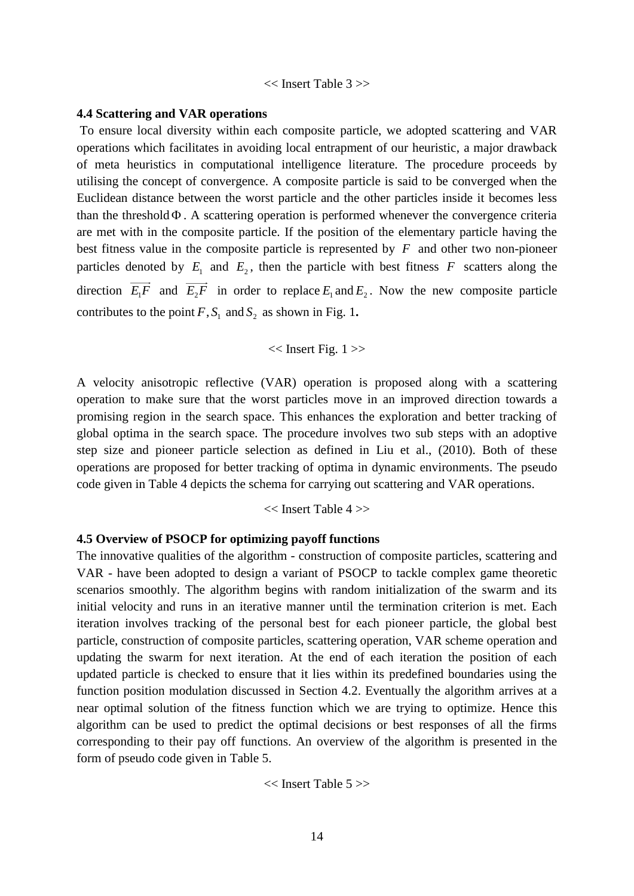<< Insert Table 3 >>

### 4.4 Scattering and VAR operations

To ensure local diversity within each composite particle, we adopted scattering and VAR operations which facilitates in avoiding local entrapment of our heuristic, a major drawback of meta heuristics in computational intelligence literature. The procedure proceeds by utilising the concept of convergence. A composite particle is said to be converged when the Euclidean distance between the worst particle and the other particles inside it becomes less than the threshold $\Phi$. A scattering operation is performed whenever the convergence criteria are met with in the composite particle. If the position of the elementary particle having the best fitness value in the composite particle is represented by $F$ and other two non-pioneer particles denoted by $E_1$ and $E_2$, then the particle with best fitness $F$ scatters along the direction $\overrightarrow{E_1F}$ and $\overrightarrow{E_2F}$ in order to replace $E_1$ and $E_2$. Now the new composite particle contributes to the point $F, S_1$ and $S_2$ as shown in Fig. 1.

<< Insert Fig. 1 >>

A velocity anisotropic reflective (VAR) operation is proposed along with a scattering operation to make sure that the worst particles move in an improved direction towards a promising region in the search space. This enhances the exploration and better tracking of global optima in the search space. The procedure involves two sub steps with an adoptive step size and pioneer particle selection as defined in Liu et al., (2010). Both of these operations are proposed for better tracking of optima in dynamic environments. The pseudo code given in Table 4 depicts the schema for carrying out scattering and VAR operations.

<< Insert Table 4 >>

### 4.5 Overview of PSOCP for optimizing payoff functions

The innovative qualities of the algorithm - construction of composite particles, scattering and VAR - have been adopted to design a variant of PSOCP to tackle complex game theoretic scenarios smoothly. The algorithm begins with random initialization of the swarm and its initial velocity and runs in an iterative manner until the termination criterion is met. Each iteration involves tracking of the personal best for each pioneer particle, the global best particle, construction of composite particles, scattering operation, VAR scheme operation and updating the swarm for next iteration. At the end of each iteration the position of each updated particle is checked to ensure that it lies within its predefined boundaries using the function position modulation discussed in Section 4.2. Eventually the algorithm arrives at a near optimal solution of the fitness function which we are trying to optimize. Hence this algorithm can be used to predict the optimal decisions or best responses of all the firms corresponding to their pay off functions. An overview of the algorithm is presented in the form of pseudo code given in Table 5.

<< Insert Table 5 >>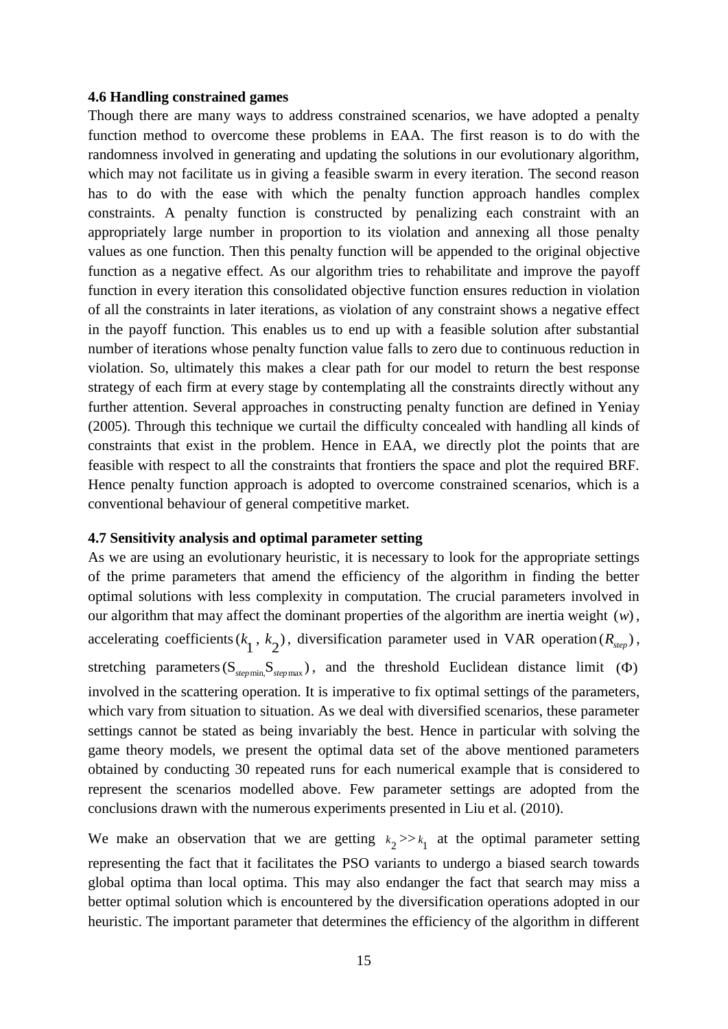### 4.6 Handling constrained games

Though there are many ways to address constrained scenarios, we have adopted a penalty function method to overcome these problems in EAA. The first reason is to do with the randomness involved in generating and updating the solutions in our evolutionary algorithm, which may not facilitate us in giving a feasible swarm in every iteration. The second reason has to do with the ease with which the penalty function approach handles complex constraints. A penalty function is constructed by penalizing each constraint with an appropriately large number in proportion to its violation and annexing all those penalty values as one function. Then this penalty function will be appended to the original objective function as a negative effect. As our algorithm tries to rehabilitate and improve the payoff function in every iteration this consolidated objective function ensures reduction in violation of all the constraints in later iterations, as violation of any constraint shows a negative effect in the payoff function. This enables us to end up with a feasible solution after substantial number of iterations whose penalty function value falls to zero due to continuous reduction in violation. So, ultimately this makes a clear path for our model to return the best response strategy of each firm at every stage by contemplating all the constraints directly without any further attention. Several approaches in constructing penalty function are defined in Yeniay (2005). Through this technique we curtail the difficulty concealed with handling all kinds of constraints that exist in the problem. Hence in EAA, we directly plot the points that are feasible with respect to all the constraints that frontiers the space and plot the required BRF. Hence penalty function approach is adopted to overcome constrained scenarios, which is a conventional behaviour of general competitive market.

### 4.7 Sensitivity analysis and optimal parameter setting

As we are using an evolutionary heuristic, it is necessary to look for the appropriate settings of the prime parameters that amend the efficiency of the algorithm in finding the better optimal solutions with less complexity in computation. The crucial parameters involved in our algorithm that may affect the dominant properties of the algorithm are inertia weight $(w)$, accelerating coefficients $(k_1, k_2)$, diversification parameter used in VAR operation $(R_{step})$, stretching parameters $(S_{step\min}, S_{step\max})$, and the threshold Euclidean distance limit $(\Phi)$ involved in the scattering operation. It is imperative to fix optimal settings of the parameters, which vary from situation to situation. As we deal with diversified scenarios, these parameter settings cannot be stated as being invariably the best. Hence in particular with solving the game theory models, we present the optimal data set of the above mentioned parameters obtained by conducting 30 repeated runs for each numerical example that is considered to represent the scenarios modelled above. Few parameter settings are adopted from the conclusions drawn with the numerous experiments presented in Liu et al. (2010).

We make an observation that we are getting $k_2 >> k_1$ at the optimal parameter setting representing the fact that it facilitates the PSO variants to undergo a biased search towards global optima than local optima. This may also endanger the fact that search may miss a better optimal solution which is encountered by the diversification operations adopted in our heuristic. The important parameter that determines the efficiency of the algorithm in different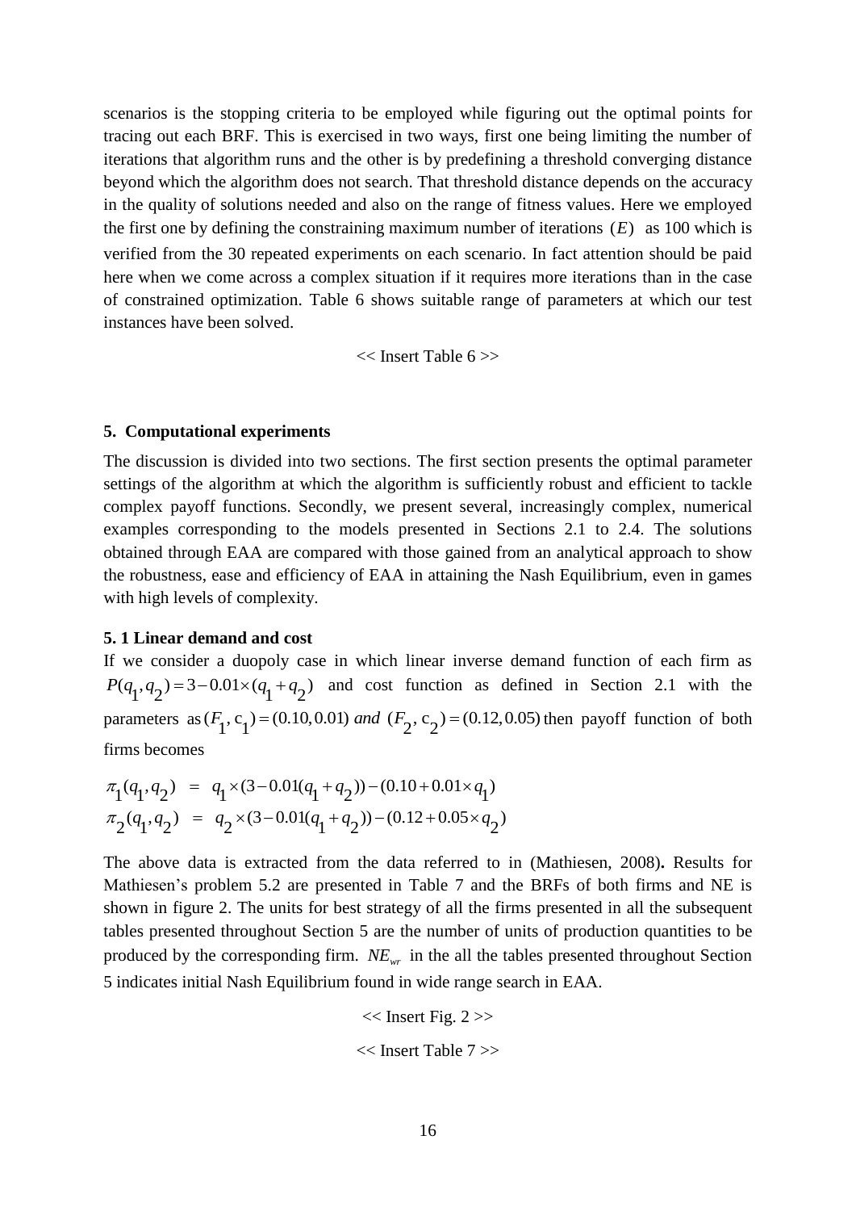scenarios is the stopping criteria to be employed while figuring out the optimal points for tracing out each BRF. This is exercised in two ways, first one being limiting the number of iterations that algorithm runs and the other is by predefining a threshold converging distance beyond which the algorithm does not search. That threshold distance depends on the accuracy in the quality of solutions needed and also on the range of fitness values. Here we employed the first one by defining the constraining maximum number of iterations $(E)$ as 100 which is verified from the 30 repeated experiments on each scenario. In fact attention should be paid here when we come across a complex situation if it requires more iterations than in the case of constrained optimization. Table 6 shows suitable range of parameters at which our test instances have been solved.

<< Insert Table 6 >>

## 5. Computational experiments

The discussion is divided into two sections. The first section presents the optimal parameter settings of the algorithm at which the algorithm is sufficiently robust and efficient to tackle complex payoff functions. Secondly, we present several, increasingly complex, numerical examples corresponding to the models presented in Sections 2.1 to 2.4. The solutions obtained through EAA are compared with those gained from an analytical approach to show the robustness, ease and efficiency of EAA in attaining the Nash Equilibrium, even in games with high levels of complexity.

### 5. 1 Linear demand and cost

If we consider a duopoly case in which linear inverse demand function of each firm as $P(q_1, q_2) = 3 - 0.01 \times (q_1 + q_2)$ and cost function as defined in Section 2.1 with the parameters as $(F_1, c_1) = (0.10, 0.01)$ *and* $(F_2, c_2) = (0.12, 0.05)$ then payoff function of both firms becomes

$$
\begin{aligned}
\pi_1(q_1, q_2) &= q_1 \times (3 - 0.01(q_1 + q_2)) - (0.10 + 0.01 \times q_1) \\
\pi_2(q_1, q_2) &= q_2 \times (3 - 0.01(q_1 + q_2)) - (0.12 + 0.05 \times q_2)
\end{aligned}
$$

The above data is extracted from the data referred to in (Mathiesen, 2008)**.** Results for Mathiesen's problem 5.2 are presented in Table 7 and the BRFs of both firms and NE is shown in figure 2. The units for best strategy of all the firms presented in all the subsequent tables presented throughout Section 5 are the number of units of production quantities to be produced by the corresponding firm. $NE_{wr}$ in the all the tables presented throughout Section 5 indicates initial Nash Equilibrium found in wide range search in EAA.

<< Insert Fig. 2 >>

<< Insert Table 7 >>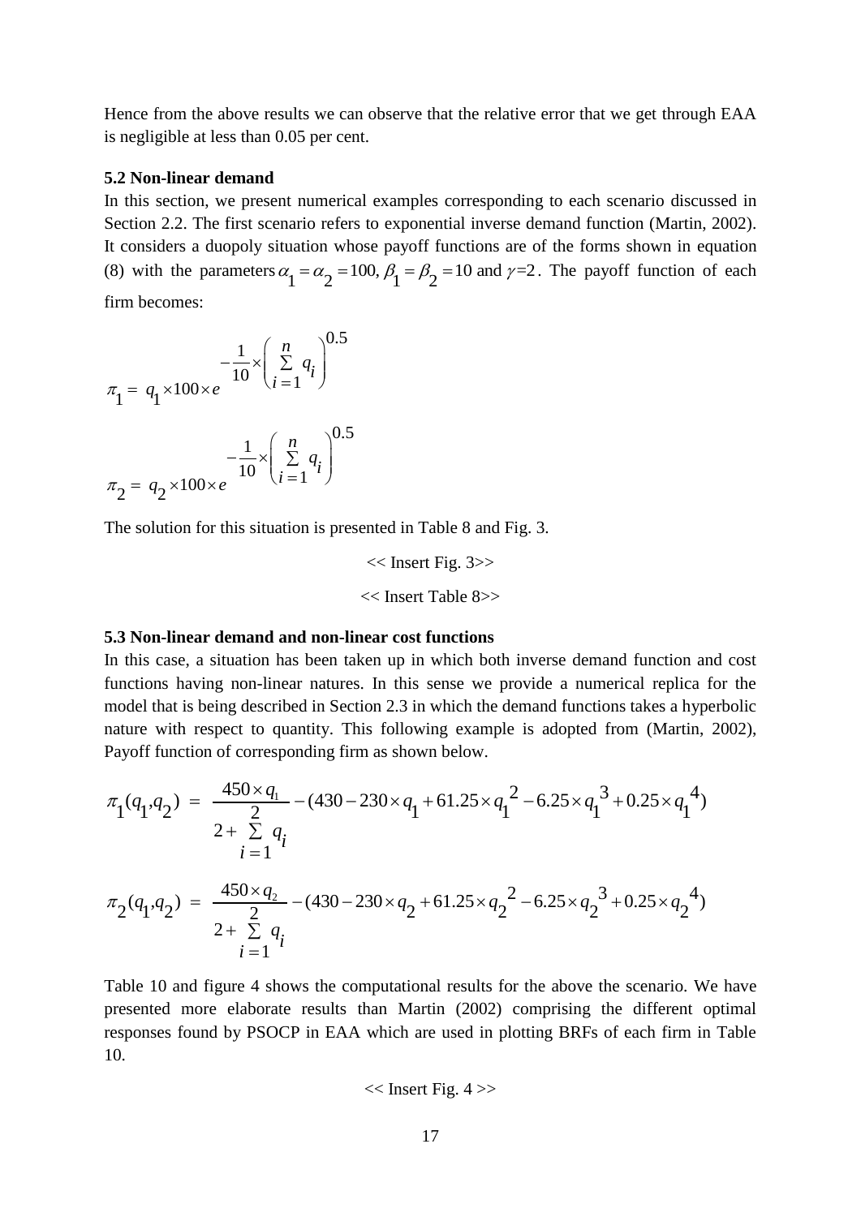Hence from the above results we can observe that the relative error that we get through EAA is negligible at less than 0.05 per cent.

### 5.2 Non-linear demand

In this section, we present numerical examples corresponding to each scenario discussed in Section 2.2. The first scenario refers to exponential inverse demand function (Martin, 2002). It considers a duopoly situation whose payoff functions are of the forms shown in equation (8) with the parameters $\alpha_1 = \alpha_2 = 100$, $\beta_1 = \beta_2 = 10$ and $\gamma = 2$. The payoff function of each firm becomes:

$$\pi_1 = q_1 \times 100 \times e^{-\frac{1}{10} \times \left( \sum_{i=1}^{n} q_i \right)^{0.5}}$$

$$\pi_2 = q_2 \times 100 \times e^{-\frac{1}{10} \times \left( \sum_{i=1}^{n} q_i \right)^{0.5}}$$

The solution for this situation is presented in Table 8 and Fig. 3.

<< Insert Fig. 3>>

<< Insert Table 8>>

### 5.3 Non-linear demand and non-linear cost functions

In this case, a situation has been taken up in which both inverse demand function and cost functions having non-linear natures. In this sense we provide a numerical replica for the model that is being described in Section 2.3 in which the demand functions takes a hyperbolic nature with respect to quantity. This following example is adopted from (Martin, 2002), Payoff function of corresponding firm as shown below.

$$\pi_1(q_1, q_2) = \frac{450 \times q_1}{2 + \sum_{i=1}^{2} q_i} - (430 - 230 \times q_1 + 61.25 \times q_1^2 - 6.25 \times q_1^3 + 0.25 \times q_1^4)$$

$$\pi_2(q_1, q_2) = \frac{450 \times q_2}{2 + \sum_{i=1}^{2} q_i} - (430 - 230 \times q_2 + 61.25 \times q_2^2 - 6.25 \times q_2^3 + 0.25 \times q_2^4)$$

Table 10 and figure 4 shows the computational results for the above the scenario. We have presented more elaborate results than Martin (2002) comprising the different optimal responses found by PSOCP in EAA which are used in plotting BRFs of each firm in Table 10.

<< Insert Fig. 4 >>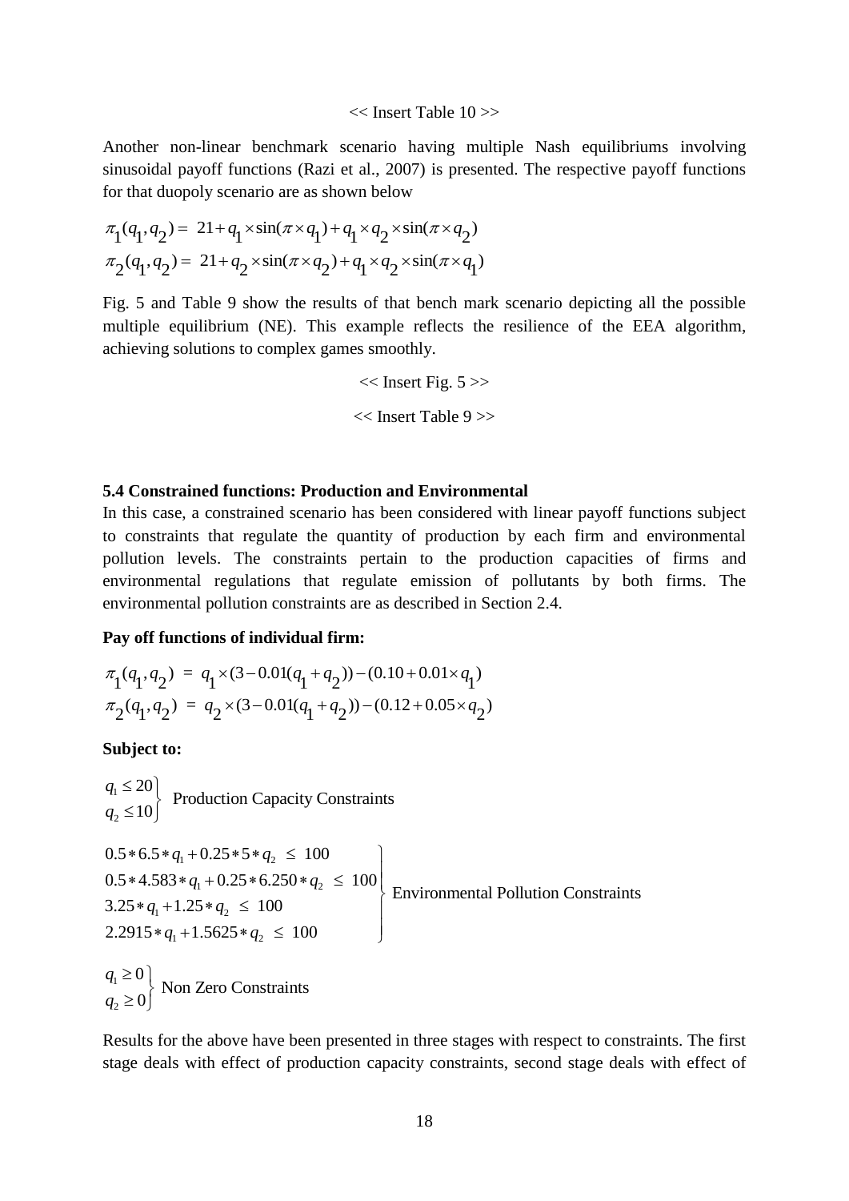<< Insert Table 10 >>

Another non-linear benchmark scenario having multiple Nash equilibriums involving sinusoidal payoff functions (Razi et al., 2007) is presented. The respective payoff functions for that duopoly scenario are as shown below

$$\pi_1(q_1, q_2) = 21 + q_1 \times \sin(\pi \times q_1) + q_1 \times q_2 \times \sin(\pi \times q_2)$$
$$\pi_2(q_1, q_2) = 21 + q_2 \times \sin(\pi \times q_2) + q_1 \times q_2 \times \sin(\pi \times q_1)$$

Fig. 5 and Table 9 show the results of that bench mark scenario depicting all the possible multiple equilibrium (NE). This example reflects the resilience of the EEA algorithm, achieving solutions to complex games smoothly.

<< Insert Fig. 5 >>

<< Insert Table 9 >>

### 5.4 Constrained functions: Production and Environmental

In this case, a constrained scenario has been considered with linear payoff functions subject to constraints that regulate the quantity of production by each firm and environmental pollution levels. The constraints pertain to the production capacities of firms and environmental regulations that regulate emission of pollutants by both firms. The environmental pollution constraints are as described in Section 2.4.

**Pay off functions of individual firm:**

$$\pi_1(q_1, q_2) = q_1 \times (3 - 0.01(q_1 + q_2)) - (0.10 + 0.01 \times q_1)$$
$$\pi_2(q_1, q_2) = q_2 \times (3 - 0.01(q_1 + q_2)) - (0.12 + 0.05 \times q_2)$$

**Subject to:**

$$\left.\begin{array}{l} q_1 \le 20 \\ q_2 \le 10 \end{array}\right\} \text{ Production Capacity Constraints}$$

$$\left.\begin{array}{l} 0.5 * 6.5 * q_1 + 0.25 * 5 * q_2 \le 100 \\ 0.5 * 4.583 * q_1 + 0.25 * 6.250 * q_2 \le 100 \\ 3.25 * q_1 + 1.25 * q_2 \le 100 \\ 2.2915 * q_1 + 1.5625 * q_2 \le 100 \end{array}\right\} \text{ Environmental Pollution Constraints}$$

$$\left.\begin{array}{l} q_1 \ge 0 \\ q_2 \ge 0 \end{array}\right\} \text{ Non Zero Constraints}$$

Results for the above have been presented in three stages with respect to constraints. The first stage deals with effect of production capacity constraints, second stage deals with effect of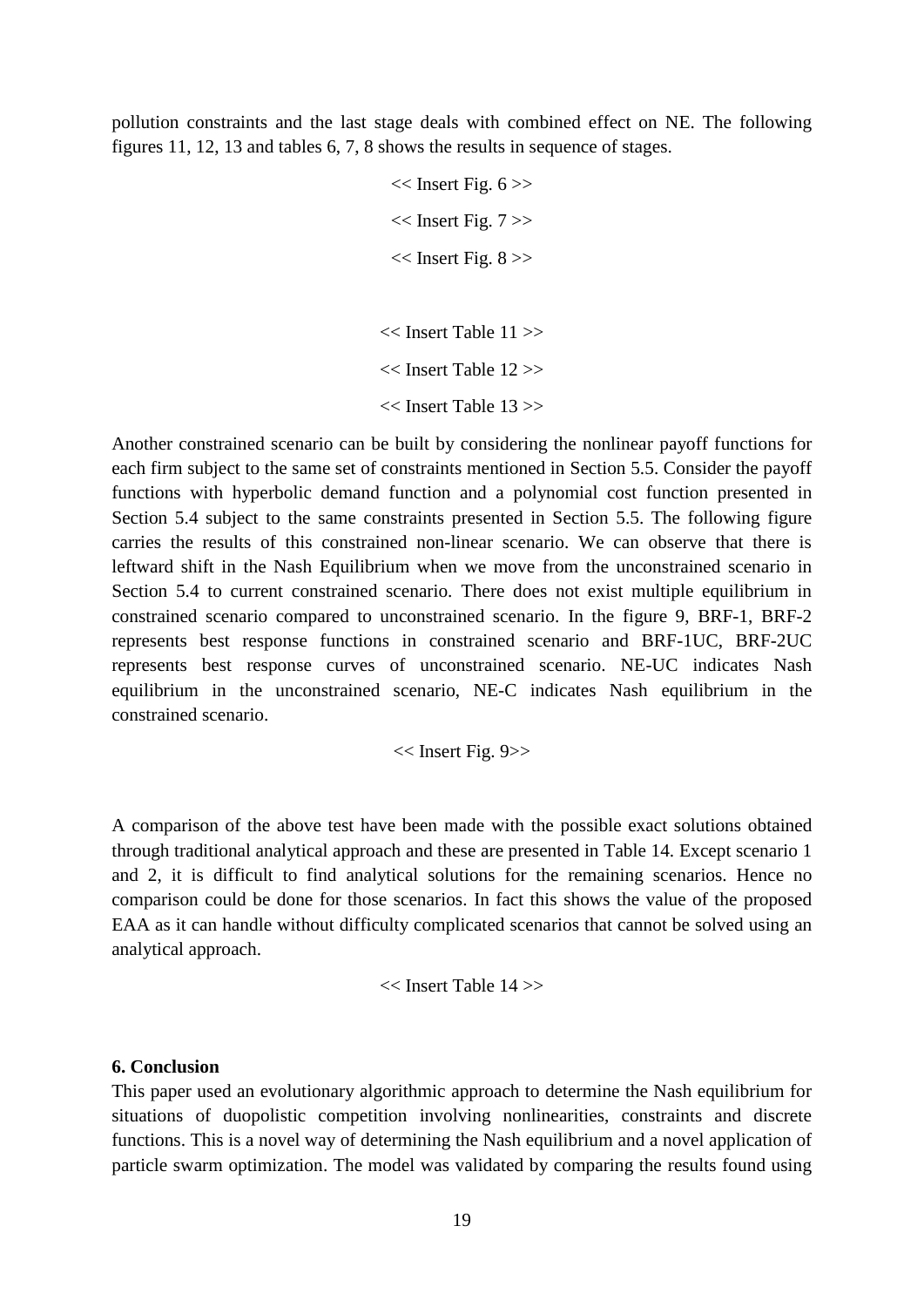pollution constraints and the last stage deals with combined effect on NE. The following figures 11, 12, 13 and tables 6, 7, 8 shows the results in sequence of stages.

<< Insert Fig. 6 >>

<< Insert Fig. 7 >>

<< Insert Fig. 8 >>

<< Insert Table 11 >>

<< Insert Table 12 >>

<< Insert Table 13 >>

Another constrained scenario can be built by considering the nonlinear payoff functions for each firm subject to the same set of constraints mentioned in Section 5.5. Consider the payoff functions with hyperbolic demand function and a polynomial cost function presented in Section 5.4 subject to the same constraints presented in Section 5.5. The following figure carries the results of this constrained non-linear scenario. We can observe that there is leftward shift in the Nash Equilibrium when we move from the unconstrained scenario in Section 5.4 to current constrained scenario. There does not exist multiple equilibrium in constrained scenario compared to unconstrained scenario. In the figure 9, BRF-1, BRF-2 represents best response functions in constrained scenario and BRF-1UC, BRF-2UC represents best response curves of unconstrained scenario. NE-UC indicates Nash equilibrium in the unconstrained scenario, NE-C indicates Nash equilibrium in the constrained scenario.

<< Insert Fig. 9>>

A comparison of the above test have been made with the possible exact solutions obtained through traditional analytical approach and these are presented in Table 14. Except scenario 1 and 2, it is difficult to find analytical solutions for the remaining scenarios. Hence no comparison could be done for those scenarios. In fact this shows the value of the proposed EAA as it can handle without difficulty complicated scenarios that cannot be solved using an analytical approach.

<< Insert Table 14 >>

**6. Conclusion**

This paper used an evolutionary algorithmic approach to determine the Nash equilibrium for situations of duopolistic competition involving nonlinearities, constraints and discrete functions. This is a novel way of determining the Nash equilibrium and a novel application of particle swarm optimization. The model was validated by comparing the results found using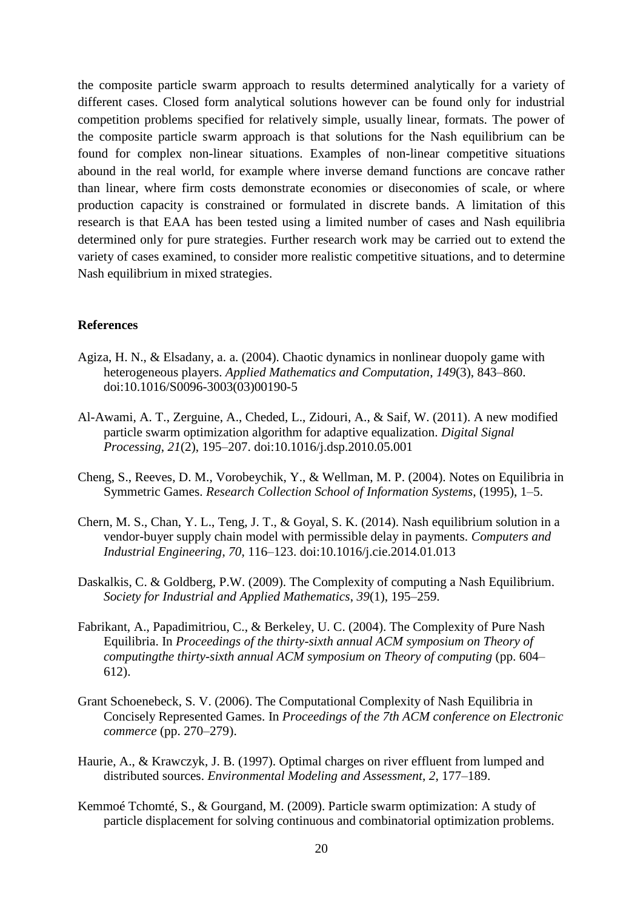the composite particle swarm approach to results determined analytically for a variety of different cases. Closed form analytical solutions however can be found only for industrial competition problems specified for relatively simple, usually linear, formats. The power of the composite particle swarm approach is that solutions for the Nash equilibrium can be found for complex non-linear situations. Examples of non-linear competitive situations abound in the real world, for example where inverse demand functions are concave rather than linear, where firm costs demonstrate economies or diseconomies of scale, or where production capacity is constrained or formulated in discrete bands. A limitation of this research is that EAA has been tested using a limited number of cases and Nash equilibria determined only for pure strategies. Further research work may be carried out to extend the variety of cases examined, to consider more realistic competitive situations, and to determine Nash equilibrium in mixed strategies.

## References

Agiza, H. N., & Elsadany, a. a. (2004). Chaotic dynamics in nonlinear duopoly game with heterogeneous players. *Applied Mathematics and Computation*, *149*(3), 843–860. doi:10.1016/S0096-3003(03)00190-5

Al-Awami, A. T., Zerguine, A., Cheded, L., Zidouri, A., & Saif, W. (2011). A new modified particle swarm optimization algorithm for adaptive equalization. *Digital Signal Processing*, *21*(2), 195–207. doi:10.1016/j.dsp.2010.05.001

Cheng, S., Reeves, D. M., Vorobeychik, Y., & Wellman, M. P. (2004). Notes on Equilibria in Symmetric Games. *Research Collection School of Information Systems*, (1995), 1–5.

Chern, M. S., Chan, Y. L., Teng, J. T., & Goyal, S. K. (2014). Nash equilibrium solution in a vendor-buyer supply chain model with permissible delay in payments. *Computers and Industrial Engineering*, *70*, 116–123. doi:10.1016/j.cie.2014.01.013

Daskalkis, C. & Goldberg, P.W. (2009). The Complexity of computing a Nash Equilibrium. *Society for Industrial and Applied Mathematics*, *39*(1), 195–259.

Fabrikant, A., Papadimitriou, C., & Berkeley, U. C. (2004). The Complexity of Pure Nash Equilibria. In *Proceedings of the thirty-sixth annual ACM symposium on Theory of computingthe thirty-sixth annual ACM symposium on Theory of computing* (pp. 604–612).

Grant Schoenebeck, S. V. (2006). The Computational Complexity of Nash Equilibria in Concisely Represented Games. In *Proceedings of the 7th ACM conference on Electronic commerce* (pp. 270–279).

Haurie, A., & Krawczyk, J. B. (1997). Optimal charges on river effluent from lumped and distributed sources. *Environmental Modeling and Assessment*, *2*, 177–189.

Kemmoé Tchomté, S., & Gourgand, M. (2009). Particle swarm optimization: A study of particle displacement for solving continuous and combinatorial optimization problems.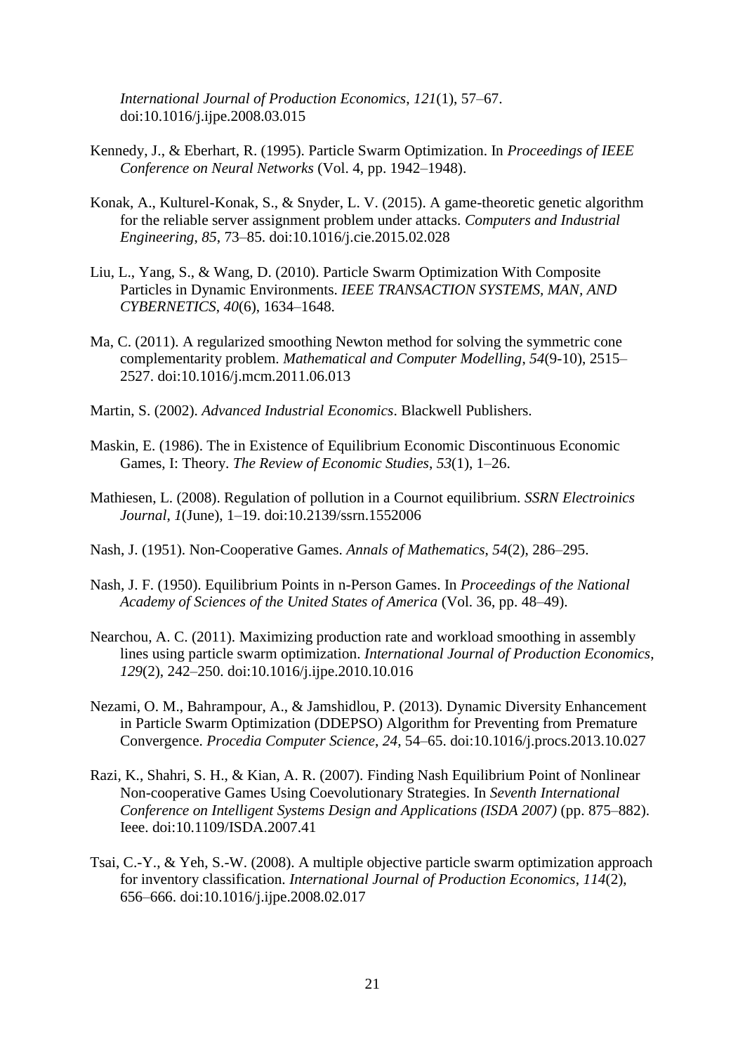*International Journal of Production Economics*, *121*(1), 57–67. doi:10.1016/j.ijpe.2008.03.015

Kennedy, J., & Eberhart, R. (1995). Particle Swarm Optimization. In *Proceedings of IEEE Conference on Neural Networks* (Vol. 4, pp. 1942–1948).

Konak, A., Kulturel-Konak, S., & Snyder, L. V. (2015). A game-theoretic genetic algorithm for the reliable server assignment problem under attacks. *Computers and Industrial Engineering*, *85*, 73–85. doi:10.1016/j.cie.2015.02.028

Liu, L., Yang, S., & Wang, D. (2010). Particle Swarm Optimization With Composite Particles in Dynamic Environments. *IEEE TRANSACTION SYSTEMS, MAN, AND CYBERNETICS*, *40*(6), 1634–1648.

Ma, C. (2011). A regularized smoothing Newton method for solving the symmetric cone complementarity problem. *Mathematical and Computer Modelling*, *54*(9-10), 2515–2527. doi:10.1016/j.mcm.2011.06.013

Martin, S. (2002). *Advanced Industrial Economics*. Blackwell Publishers.

Maskin, E. (1986). The in Existence of Equilibrium Economic Discontinuous Economic Games, I: Theory. *The Review of Economic Studies*, *53*(1), 1–26.

Mathiesen, L. (2008). Regulation of pollution in a Cournot equilibrium. *SSRN Electroinics Journal*, *1*(June), 1–19. doi:10.2139/ssrn.1552006

Nash, J. (1951). Non-Cooperative Games. *Annals of Mathematics*, *54*(2), 286–295.

Nash, J. F. (1950). Equilibrium Points in n-Person Games. In *Proceedings of the National Academy of Sciences of the United States of America* (Vol. 36, pp. 48–49).

Nearchou, A. C. (2011). Maximizing production rate and workload smoothing in assembly lines using particle swarm optimization. *International Journal of Production Economics*, *129*(2), 242–250. doi:10.1016/j.ijpe.2010.10.016

Nezami, O. M., Bahrampour, A., & Jamshidlou, P. (2013). Dynamic Diversity Enhancement in Particle Swarm Optimization (DDEPSO) Algorithm for Preventing from Premature Convergence. *Procedia Computer Science*, *24*, 54–65. doi:10.1016/j.procs.2013.10.027

Razi, K., Shahri, S. H., & Kian, A. R. (2007). Finding Nash Equilibrium Point of Nonlinear Non-cooperative Games Using Coevolutionary Strategies. In *Seventh International Conference on Intelligent Systems Design and Applications (ISDA 2007)* (pp. 875–882). Ieee. doi:10.1109/ISDA.2007.41

Tsai, C.-Y., & Yeh, S.-W. (2008). A multiple objective particle swarm optimization approach for inventory classification. *International Journal of Production Economics*, *114*(2), 656–666. doi:10.1016/j.ijpe.2008.02.017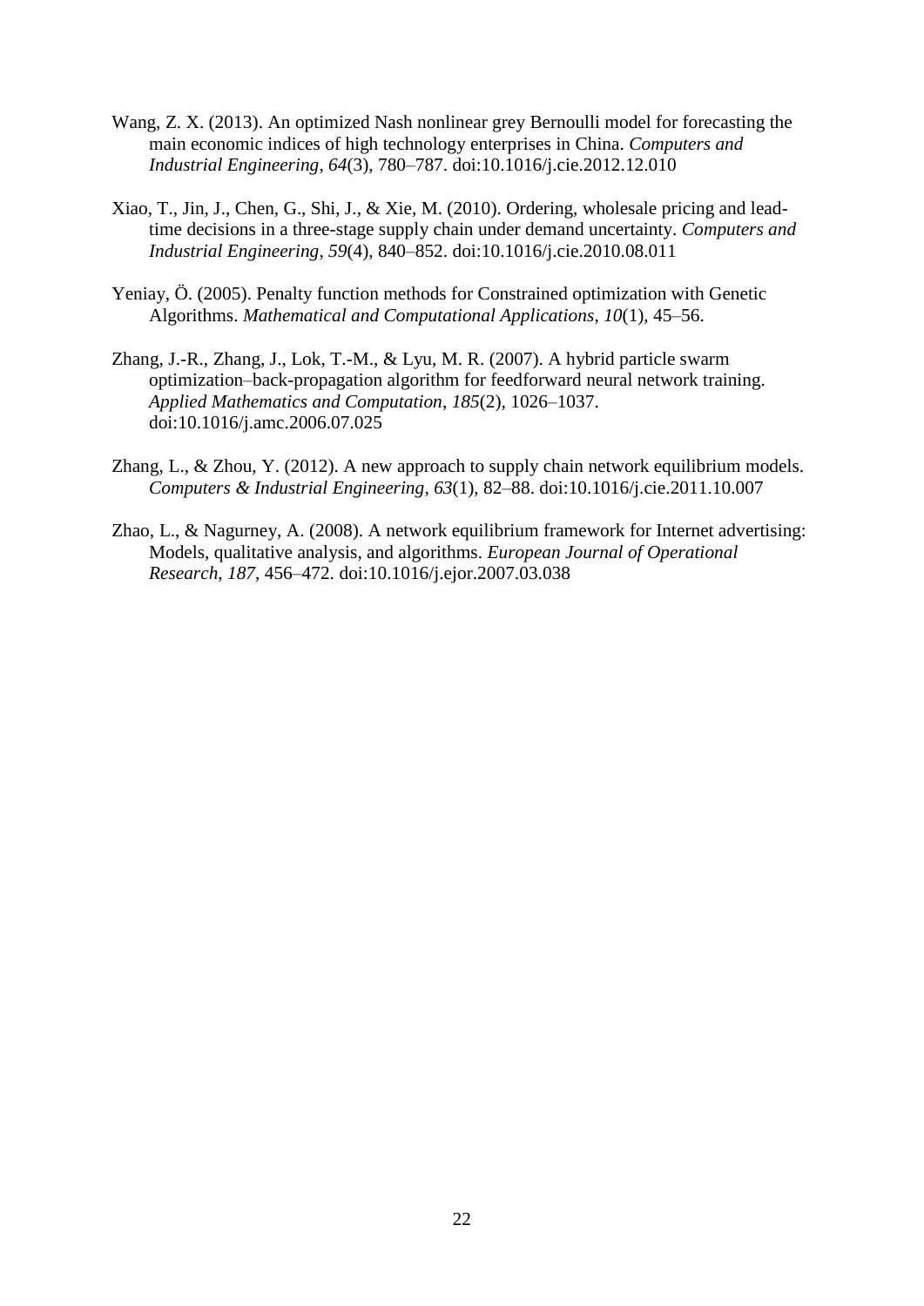Wang, Z. X. (2013). An optimized Nash nonlinear grey Bernoulli model for forecasting the main economic indices of high technology enterprises in China. *Computers and Industrial Engineering*, *64*(3), 780–787. doi:10.1016/j.cie.2012.12.010

Xiao, T., Jin, J., Chen, G., Shi, J., & Xie, M. (2010). Ordering, wholesale pricing and lead-time decisions in a three-stage supply chain under demand uncertainty. *Computers and Industrial Engineering*, *59*(4), 840–852. doi:10.1016/j.cie.2010.08.011

Yeniay, Ö. (2005). Penalty function methods for Constrained optimization with Genetic Algorithms. *Mathematical and Computational Applications*, *10*(1), 45–56.

Zhang, J.-R., Zhang, J., Lok, T.-M., & Lyu, M. R. (2007). A hybrid particle swarm optimization–back-propagation algorithm for feedforward neural network training. *Applied Mathematics and Computation*, *185*(2), 1026–1037. doi:10.1016/j.amc.2006.07.025

Zhang, L., & Zhou, Y. (2012). A new approach to supply chain network equilibrium models. *Computers & Industrial Engineering*, *63*(1), 82–88. doi:10.1016/j.cie.2011.10.007

Zhao, L., & Nagurney, A. (2008). A network equilibrium framework for Internet advertising: Models, qualitative analysis, and algorithms. *European Journal of Operational Research*, *187*, 456–472. doi:10.1016/j.ejor.2007.03.038